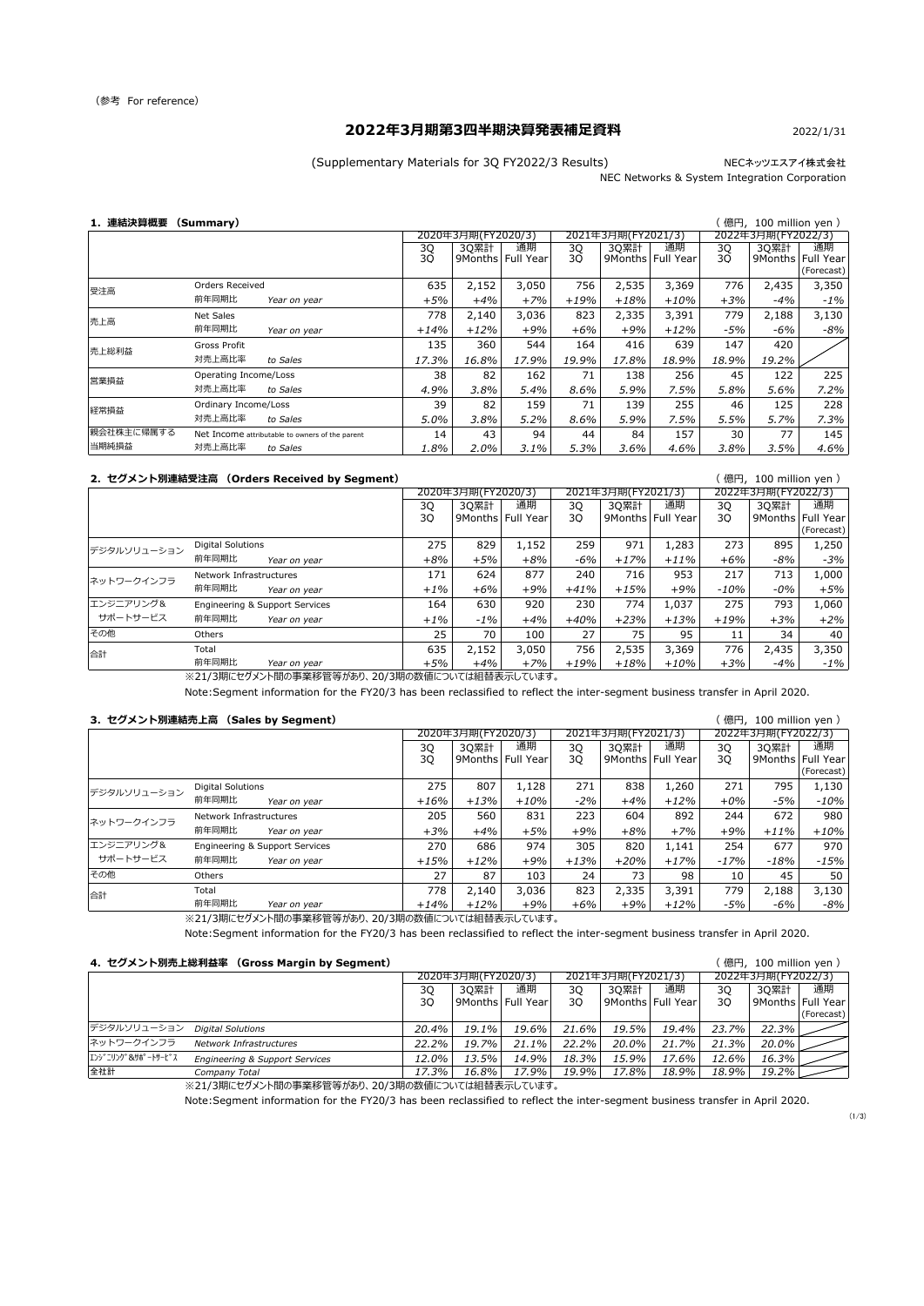（参考 For reference）

# 2022年3月期第3四半期決算発表補足資料

2022/1/31

(Supplementary Materials for 3Q FY2022/3 Results)

NECネッツエスアイ株式会社
NEC Networks & System Integration Corporation

## 1. 連結決算概要 (Summary)

（億円, 100 million yen）

| | | 2020年3月期(FY2020/3) | | | 2021年3月期(FY2021/3) | | | 2022年3月期(FY2022/3) | | |
|---|---|---|---|---|---|---|---|---|---|---|
| | | 3Q 3Q | 3Q累計 9Months | 通期 Full Year | 3Q 3Q | 3Q累計 9Months | 通期 Full Year | 3Q 3Q | 3Q累計 9Months | 通期 Full Year (Forecast) |
| 受注高 | Orders Received | 635 | 2,152 | 3,050 | 756 | 2,535 | 3,369 | 776 | 2,435 | 3,350 |
| | 前年同期比 Year on year | +5% | +4% | +7% | +19% | +18% | +10% | +3% | -4% | -1% |
| 売上高 | Net Sales | 778 | 2,140 | 3,036 | 823 | 2,335 | 3,391 | 779 | 2,188 | 3,130 |
| | 前年同期比 Year on year | +14% | +12% | +9% | +6% | +9% | +12% | -5% | -6% | -8% |
| 売上総利益 | Gross Profit | 135 | 360 | 544 | 164 | 416 | 639 | 147 | 420 | |
| | 対売上高比率 to Sales | 17.3% | 16.8% | 17.9% | 19.9% | 17.8% | 18.9% | 18.9% | 19.2% | |
| 営業損益 | Operating Income/Loss | 38 | 82 | 162 | 71 | 138 | 256 | 45 | 122 | 225 |
| | 対売上高比率 to Sales | 4.9% | 3.8% | 5.4% | 8.6% | 5.9% | 7.5% | 5.8% | 5.6% | 7.2% |
| 経常損益 | Ordinary Income/Loss | 39 | 82 | 159 | 71 | 139 | 255 | 46 | 125 | 228 |
| | 対売上高比率 to Sales | 5.0% | 3.8% | 5.2% | 8.6% | 5.9% | 7.5% | 5.5% | 5.7% | 7.3% |
| 親会社株主に帰属する当期純損益 | Net Income attributable to owners of the parent | 14 | 43 | 94 | 44 | 84 | 157 | 30 | 77 | 145 |
| | 対売上高比率 to Sales | 1.8% | 2.0% | 3.1% | 5.3% | 3.6% | 4.6% | 3.8% | 3.5% | 4.6% |

## 2. セグメント別連結受注高 (Orders Received by Segment)

（億円, 100 million yen）

| | | 2020年3月期(FY2020/3) | | | 2021年3月期(FY2021/3) | | | 2022年3月期(FY2022/3) | | |
|---|---|---|---|---|---|---|---|---|---|---|
| | | 3Q 3Q | 3Q累計 9Months | 通期 Full Year | 3Q 3Q | 3Q累計 9Months | 通期 Full Year | 3Q 3Q | 3Q累計 9Months | 通期 Full Year (Forecast) |
| デジタルソリューション | Digital Solutions | 275 | 829 | 1,152 | 259 | 971 | 1,283 | 273 | 895 | 1,250 |
| | 前年同期比 Year on year | +8% | +5% | +8% | -6% | +17% | +11% | +6% | -8% | -3% |
| ネットワークインフラ | Network Infrastructures | 171 | 624 | 877 | 240 | 716 | 953 | 217 | 713 | 1,000 |
| | 前年同期比 Year on year | +1% | +6% | +9% | +41% | +15% | +9% | -10% | -0% | +5% |
| エンジニアリング&サポートサービス | Engineering & Support Services | 164 | 630 | 920 | 230 | 774 | 1,037 | 275 | 793 | 1,060 |
| | 前年同期比 Year on year | +1% | -1% | +4% | +40% | +23% | +13% | +19% | +3% | +2% |
| その他 | Others | 25 | 70 | 100 | 27 | 75 | 95 | 11 | 34 | 40 |
| 合計 | Total | 635 | 2,152 | 3,050 | 756 | 2,535 | 3,369 | 776 | 2,435 | 3,350 |
| | 前年同期比 Year on year | +5% | +4% | +7% | +19% | +18% | +10% | +3% | -4% | -1% |

※21/3期にセグメント間の事業移管等があり、20/3期の数値については組替表示しています。

Note:Segment information for the FY20/3 has been reclassified to reflect the inter-segment business transfer in April 2020.

## 3. セグメント別連結売上高 (Sales by Segment)

（億円, 100 million yen）

| | | 2020年3月期(FY2020/3) | | | 2021年3月期(FY2021/3) | | | 2022年3月期(FY2022/3) | | |
|---|---|---|---|---|---|---|---|---|---|---|
| | | 3Q 3Q | 3Q累計 9Months | 通期 Full Year | 3Q 3Q | 3Q累計 9Months | 通期 Full Year | 3Q 3Q | 3Q累計 9Months | 通期 Full Year (Forecast) |
| デジタルソリューション | Digital Solutions | 275 | 807 | 1,128 | 271 | 838 | 1,260 | 271 | 795 | 1,130 |
| | 前年同期比 Year on year | +16% | +13% | +10% | -2% | +4% | +12% | +0% | -5% | -10% |
| ネットワークインフラ | Network Infrastructures | 205 | 560 | 831 | 223 | 604 | 892 | 244 | 672 | 980 |
| | 前年同期比 Year on year | +3% | +4% | +5% | +9% | +8% | +7% | +9% | +11% | +10% |
| エンジニアリング&サポートサービス | Engineering & Support Services | 270 | 686 | 974 | 305 | 820 | 1,141 | 254 | 677 | 970 |
| | 前年同期比 Year on year | +15% | +12% | +9% | +13% | +20% | +17% | -17% | -18% | -15% |
| その他 | Others | 27 | 87 | 103 | 24 | 73 | 98 | 10 | 45 | 50 |
| 合計 | Total | 778 | 2,140 | 3,036 | 823 | 2,335 | 3,391 | 779 | 2,188 | 3,130 |
| | 前年同期比 Year on year | +14% | +12% | +9% | +6% | +9% | +12% | -5% | -6% | -8% |

※21/3期にセグメント間の事業移管等があり、20/3期の数値については組替表示しています。

Note:Segment information for the FY20/3 has been reclassified to reflect the inter-segment business transfer in April 2020.

## 4. セグメント別売上総利益率 (Gross Margin by Segment)

（億円, 100 million yen）

| | | 2020年3月期(FY2020/3) | | | 2021年3月期(FY2021/3) | | | 2022年3月期(FY2022/3) | | |
|---|---|---|---|---|---|---|---|---|---|---|
| | | 3Q 3Q | 3Q累計 9Months | 通期 Full Year | 3Q 3Q | 3Q累計 9Months | 通期 Full Year | 3Q 3Q | 3Q累計 9Months | 通期 Full Year (Forecast) |
| デジタルソリューション | Digital Solutions | 20.4% | 19.1% | 19.6% | 21.6% | 19.5% | 19.4% | 23.7% | 22.3% | |
| ネットワークインフラ | Network Infrastructures | 22.2% | 19.7% | 21.1% | 22.2% | 20.0% | 21.7% | 21.3% | 20.0% | |
| ｴﾝｼﾞﾆｱﾘﾝｸﾞ&ｻﾎﾟｰﾄｻｰﾋﾞｽ | Engineering & Support Services | 12.0% | 13.5% | 14.9% | 18.3% | 15.9% | 17.6% | 12.6% | 16.3% | |
| 全社計 | Company Total | 17.3% | 16.8% | 17.9% | 19.9% | 17.8% | 18.9% | 18.9% | 19.2% | |

※21/3期にセグメント間の事業移管等があり、20/3期の数値については組替表示しています。

Note:Segment information for the FY20/3 has been reclassified to reflect the inter-segment business transfer in April 2020.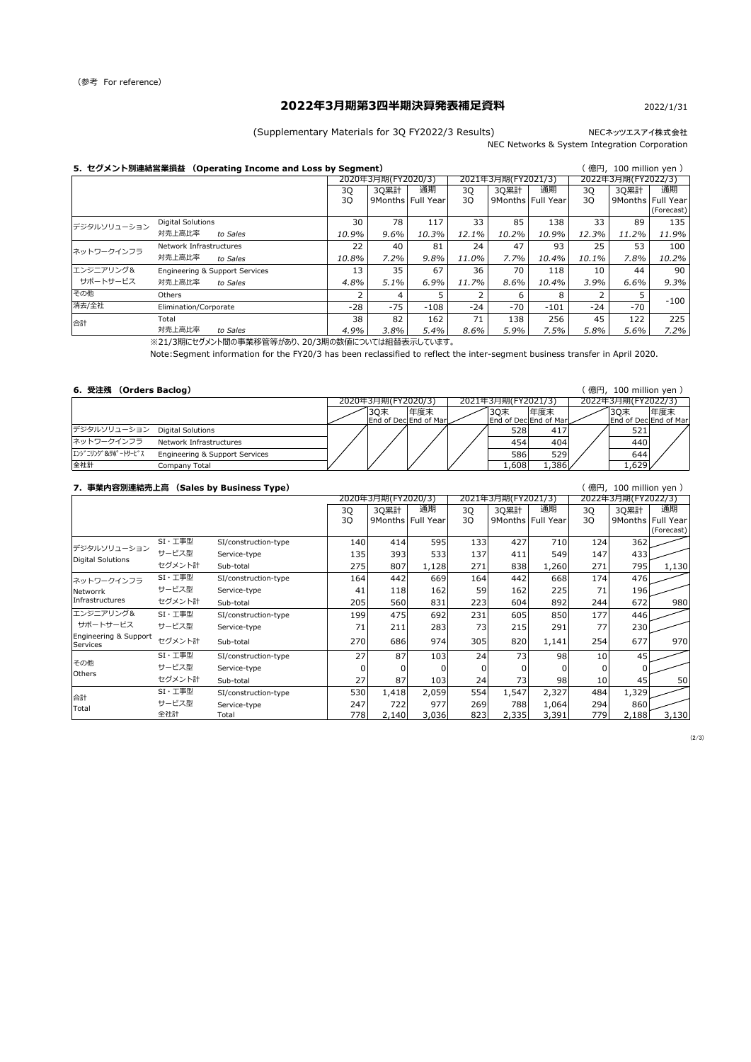（参考 For reference）

# 2022年3月期第3四半期決算発表補足資料

2022/1/31

(Supplementary Materials for 3Q FY2022/3 Results)

NECネッツエスアイ株式会社
NEC Networks & System Integration Corporation

## 5. セグメント別連結営業損益 （Operating Income and Loss by Segment）

（億円, 100 million yen）

| | | 2020年3月期(FY2020/3) | | | 2021年3月期(FY2021/3) | | | 2022年3月期(FY2022/3) | | |
|---|---|---|---|---|---|---|---|---|---|---|
| | | 3Q 3Q | 3Q累計 9Months | 通期 Full Year | 3Q 3Q | 3Q累計 9Months | 通期 Full Year | 3Q 3Q | 3Q累計 9Months | 通期 Full Year (Forecast) |
| デジタルソリューション | Digital Solutions | 30 | 78 | 117 | 33 | 85 | 138 | 33 | 89 | 135 |
| | 対売上高比率 *to Sales* | *10.9%* | *9.6%* | *10.3%* | *12.1%* | *10.2%* | *10.9%* | *12.3%* | *11.2%* | *11.9%* |
| ネットワークインフラ | Network Infrastructures | 22 | 40 | 81 | 24 | 47 | 93 | 25 | 53 | 100 |
| | 対売上高比率 *to Sales* | *10.8%* | *7.2%* | *9.8%* | *11.0%* | *7.7%* | *10.4%* | *10.1%* | *7.8%* | *10.2%* |
| エンジニアリング&サポートサービス | Engineering & Support Services | 13 | 35 | 67 | 36 | 70 | 118 | 10 | 44 | 90 |
| | 対売上高比率 *to Sales* | *4.8%* | *5.1%* | *6.9%* | *11.7%* | *8.6%* | *10.4%* | *3.9%* | *6.6%* | *9.3%* |
| その他 | Others | 2 | 4 | 5 | 2 | 6 | 8 | 2 | 5 | -100 |
| 消去/全社 | Elimination/Corporate | -28 | -75 | -108 | -24 | -70 | -101 | -24 | -70 | |
| 合計 | Total | 38 | 82 | 162 | 71 | 138 | 256 | 45 | 122 | 225 |
| | 対売上高比率 *to Sales* | *4.9%* | *3.8%* | *5.4%* | *8.6%* | *5.9%* | *7.5%* | *5.8%* | *5.6%* | *7.2%* |

※21/3期にセグメント間の事業移管等があり、20/3期の数値については組替表示しています。

Note:Segment information for the FY20/3 has been reclassified to reflect the inter-segment business transfer in April 2020.

## 6. 受注残 （Orders Baclog）

（億円, 100 million yen）

| | | 2020年3月期(FY2020/3) | | | 2021年3月期(FY2021/3) | | | 2022年3月期(FY2022/3) | | |
|---|---|---|---|---|---|---|---|---|---|---|
| | | | 3Q末 End of Dec | 年度末 End of Mar | | 3Q末 End of Dec | 年度末 End of Mar | | 3Q末 End of Dec | 年度末 End of Mar |
| デジタルソリューション | Digital Solutions | | | | | 528 | 417 | | 521 | |
| ネットワークインフラ | Network Infrastructures | | | | | 454 | 404 | | 440 | |
| ｴﾝｼﾞﾆｱﾘﾝｸﾞ&ｻﾎﾟｰﾄｻｰﾋﾞｽ | Engineering & Support Services | | | | | 586 | 529 | | 644 | |
| 全社計 | Company Total | | | | | 1,608 | 1,386 | | 1,629 | |

## 7. 事業内容別連結売上高 （Sales by Business Type）

（億円, 100 million yen）

| | | | 2020年3月期(FY2020/3) | | | 2021年3月期(FY2021/3) | | | 2022年3月期(FY2022/3) | | |
|---|---|---|---|---|---|---|---|---|---|---|---|
| | | | 3Q 3Q | 3Q累計 9Months | 通期 Full Year | 3Q 3Q | 3Q累計 9Months | 通期 Full Year | 3Q 3Q | 3Q累計 9Months | 通期 Full Year (Forecast) |
| デジタルソリューション Digital Solutions | SI・工事型 | SI/construction-type | 140 | 414 | 595 | 133 | 427 | 710 | 124 | 362 | |
| | サービス型 | Service-type | 135 | 393 | 533 | 137 | 411 | 549 | 147 | 433 | |
| | セグメント計 | Sub-total | 275 | 807 | 1,128 | 271 | 838 | 1,260 | 271 | 795 | 1,130 |
| ネットワークインフラ Networrk Infrastructures | SI・工事型 | SI/construction-type | 164 | 442 | 669 | 164 | 442 | 668 | 174 | 476 | |
| | サービス型 | Service-type | 41 | 118 | 162 | 59 | 162 | 225 | 71 | 196 | |
| | セグメント計 | Sub-total | 205 | 560 | 831 | 223 | 604 | 892 | 244 | 672 | 980 |
| エンジニアリング&サポートサービス Engineering & Support Services | SI・工事型 | SI/construction-type | 199 | 475 | 692 | 231 | 605 | 850 | 177 | 446 | |
| | サービス型 | Service-type | 71 | 211 | 283 | 73 | 215 | 291 | 77 | 230 | |
| | セグメント計 | Sub-total | 270 | 686 | 974 | 305 | 820 | 1,141 | 254 | 677 | 970 |
| その他 Others | SI・工事型 | SI/construction-type | 27 | 87 | 103 | 24 | 73 | 98 | 10 | 45 | |
| | サービス型 | Service-type | 0 | 0 | 0 | 0 | 0 | 0 | 0 | 0 | |
| | セグメント計 | Sub-total | 27 | 87 | 103 | 24 | 73 | 98 | 10 | 45 | 50 |
| 合計 Total | SI・工事型 | SI/construction-type | 530 | 1,418 | 2,059 | 554 | 1,547 | 2,327 | 484 | 1,329 | |
| | サービス型 | Service-type | 247 | 722 | 977 | 269 | 788 | 1,064 | 294 | 860 | |
| | 全社計 | Total | 778 | 2,140 | 3,036 | 823 | 2,335 | 3,391 | 779 | 2,188 | 3,130 |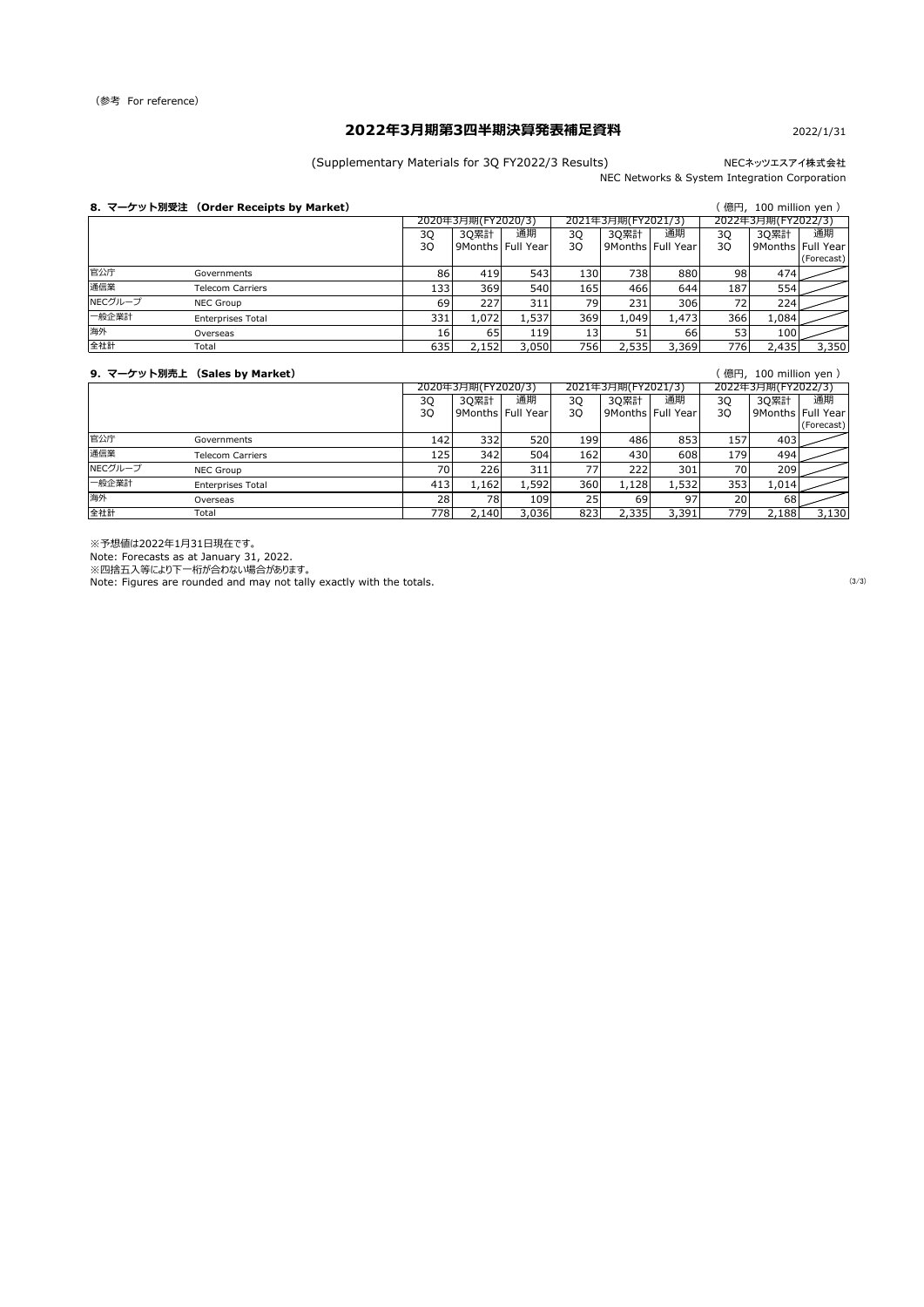（参考 For reference）

# 2022年3月期第3四半期決算発表補足資料

2022/1/31

(Supplementary Materials for 3Q FY2022/3 Results)

NECネッツエスアイ株式会社
NEC Networks & System Integration Corporation

## 8. マーケット別受注 (Order Receipts by Market)

( 億円, 100 million yen )

| | | 2020年3月期(FY2020/3) | | | 2021年3月期(FY2021/3) | | | 2022年3月期(FY2022/3) | | |
|---|---|---|---|---|---|---|---|---|---|---|
| | | 3Q 3Q | 3Q累計 9Months | 通期 Full Year | 3Q 3Q | 3Q累計 9Months | 通期 Full Year | 3Q 3Q | 3Q累計 9Months | 通期 Full Year (Forecast) |
| 官公庁 | Governments | 86 | 419 | 543 | 130 | 738 | 880 | 98 | 474 | |
| 通信業 | Telecom Carriers | 133 | 369 | 540 | 165 | 466 | 644 | 187 | 554 | |
| NECグループ | NEC Group | 69 | 227 | 311 | 79 | 231 | 306 | 72 | 224 | |
| 一般企業計 | Enterprises Total | 331 | 1,072 | 1,537 | 369 | 1,049 | 1,473 | 366 | 1,084 | |
| 海外 | Overseas | 16 | 65 | 119 | 13 | 51 | 66 | 53 | 100 | |
| 全社計 | Total | 635 | 2,152 | 3,050 | 756 | 2,535 | 3,369 | 776 | 2,435 | 3,350 |

## 9. マーケット別売上 (Sales by Market)

( 億円, 100 million yen )

| | | 2020年3月期(FY2020/3) | | | 2021年3月期(FY2021/3) | | | 2022年3月期(FY2022/3) | | |
|---|---|---|---|---|---|---|---|---|---|---|
| | | 3Q 3Q | 3Q累計 9Months | 通期 Full Year | 3Q 3Q | 3Q累計 9Months | 通期 Full Year | 3Q 3Q | 3Q累計 9Months | 通期 Full Year (Forecast) |
| 官公庁 | Governments | 142 | 332 | 520 | 199 | 486 | 853 | 157 | 403 | |
| 通信業 | Telecom Carriers | 125 | 342 | 504 | 162 | 430 | 608 | 179 | 494 | |
| NECグループ | NEC Group | 70 | 226 | 311 | 77 | 222 | 301 | 70 | 209 | |
| 一般企業計 | Enterprises Total | 413 | 1,162 | 1,592 | 360 | 1,128 | 1,532 | 353 | 1,014 | |
| 海外 | Overseas | 28 | 78 | 109 | 25 | 69 | 97 | 20 | 68 | |
| 全社計 | Total | 778 | 2,140 | 3,036 | 823 | 2,335 | 3,391 | 779 | 2,188 | 3,130 |

※予想値は2022年1月31日現在です。
Note: Forecasts as at January 31, 2022.
※四捨五入等により下一桁が合わない場合があります。
Note: Figures are rounded and may not tally exactly with the totals.